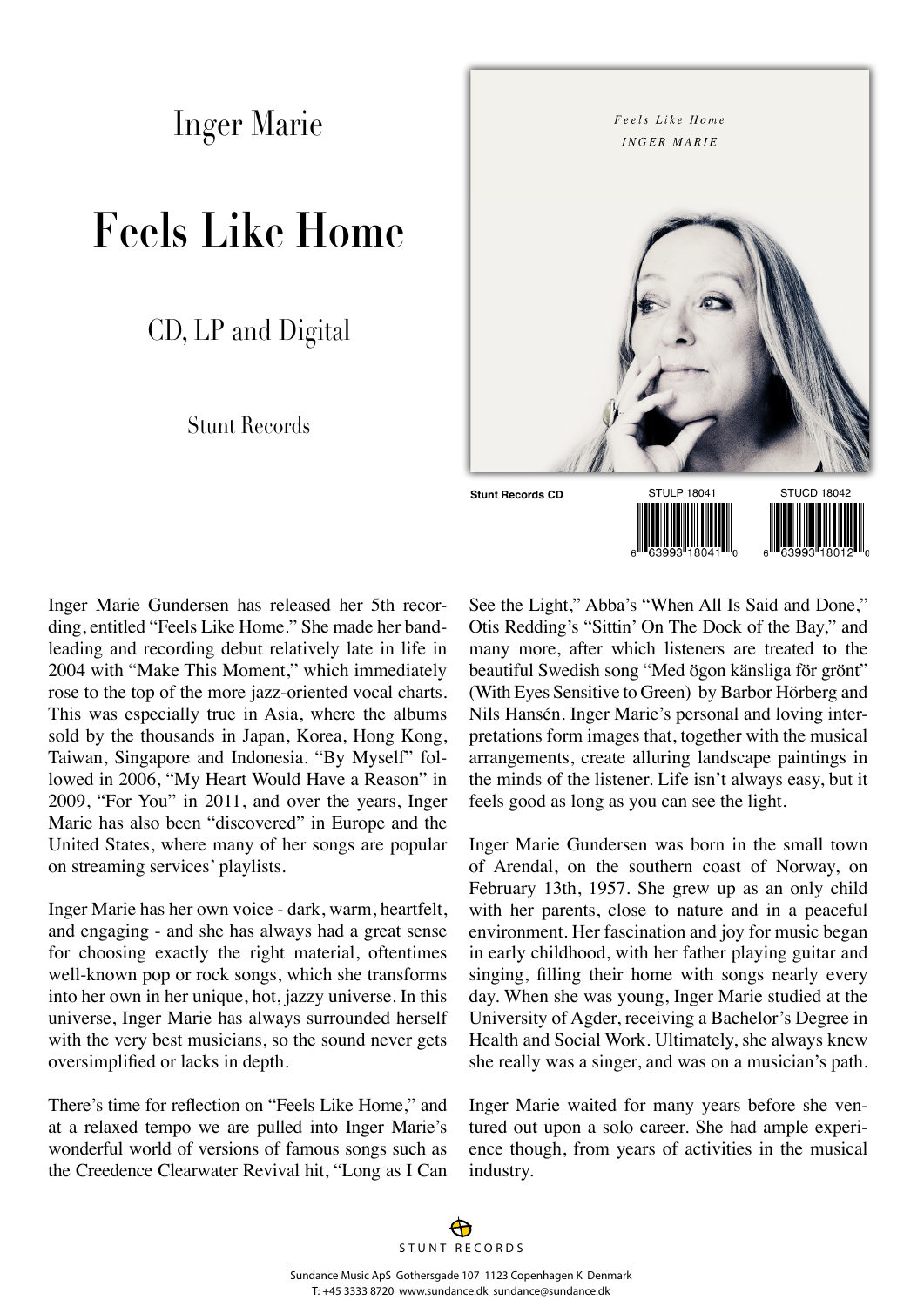# Inger Marie

# Feels Like Home

## CD, LP and Digital

Stunt Records

**Stunt Records CD** STULP 18041 STUCD 18042

Inger Marie Gundersen has released her 5th recording, entitled "Feels Like Home." She made her bandleading and recording debut relatively late in life in 2004 with "Make This Moment," which immediately rose to the top of the more jazz-oriented vocal charts. This was especially true in Asia, where the albums sold by the thousands in Japan, Korea, Hong Kong, Taiwan, Singapore and Indonesia. "By Myself" followed in 2006, "My Heart Would Have a Reason" in 2009, "For You" in 2011, and over the years, Inger Marie has also been "discovered" in Europe and the United States, where many of her songs are popular on streaming services' playlists.

Inger Marie has her own voice - dark, warm, heartfelt, and engaging - and she has always had a great sense for choosing exactly the right material, oftentimes well-known pop or rock songs, which she transforms into her own in her unique, hot, jazzy universe. In this universe, Inger Marie has always surrounded herself with the very best musicians, so the sound never gets oversimplified or lacks in depth.

There's time for reflection on "Feels Like Home," and at a relaxed tempo we are pulled into Inger Marie's wonderful world of versions of famous songs such as the Creedence Clearwater Revival hit, "Long as I Can See the Light," Abba's "When All Is Said and Done," Otis Redding's "Sittin' On The Dock of the Bay," and many more, after which listeners are treated to the beautiful Swedish song "Med ögon känsliga för grönt" (With Eyes Sensitive to Green) by Barbor Hörberg and Nils Hansén. Inger Marie's personal and loving interpretations form images that, together with the musical arrangements, create alluring landscape paintings in the minds of the listener. Life isn't always easy, but it feels good as long as you can see the light.

Inger Marie Gundersen was born in the small town of Arendal, on the southern coast of Norway, on February 13th, 1957. She grew up as an only child with her parents, close to nature and in a peaceful environment. Her fascination and joy for music began in early childhood, with her father playing guitar and singing, filling their home with songs nearly every day. When she was young, Inger Marie studied at the University of Agder, receiving a Bachelor's Degree in Health and Social Work. Ultimately, she always knew she really was a singer, and was on a musician's path.

Inger Marie waited for many years before she ventured out upon a solo career. She had ample experience though, from years of activities in the musical industry.

STUNT RECORDS

Sundance Music ApS Gothersgade 107 1123 Copenhagen K Denmark
T: +45 3333 8720 www.sundance.dk sundance@sundance.dk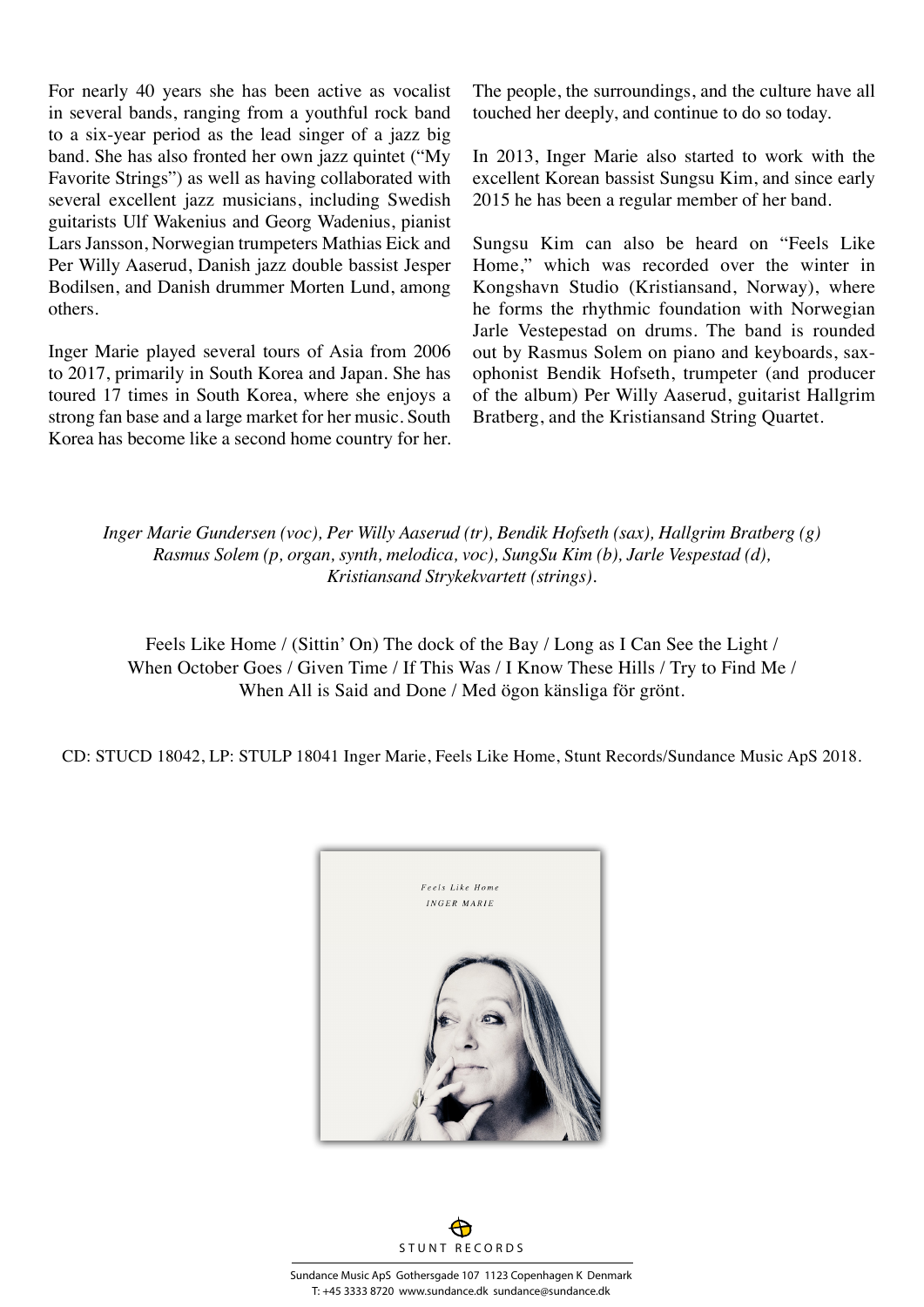For nearly 40 years she has been active as vocalist in several bands, ranging from a youthful rock band to a six-year period as the lead singer of a jazz big band. She has also fronted her own jazz quintet ("My Favorite Strings") as well as having collaborated with several excellent jazz musicians, including Swedish guitarists Ulf Wakenius and Georg Wadenius, pianist Lars Jansson, Norwegian trumpeters Mathias Eick and Per Willy Aaserud, Danish jazz double bassist Jesper Bodilsen, and Danish drummer Morten Lund, among others.

Inger Marie played several tours of Asia from 2006 to 2017, primarily in South Korea and Japan. She has toured 17 times in South Korea, where she enjoys a strong fan base and a large market for her music. South Korea has become like a second home country for her. The people, the surroundings, and the culture have all touched her deeply, and continue to do so today.

In 2013, Inger Marie also started to work with the excellent Korean bassist Sungsu Kim, and since early 2015 he has been a regular member of her band.

Sungsu Kim can also be heard on "Feels Like Home," which was recorded over the winter in Kongshavn Studio (Kristiansand, Norway), where he forms the rhythmic foundation with Norwegian Jarle Vestepestad on drums. The band is rounded out by Rasmus Solem on piano and keyboards, saxophonist Bendik Hofseth, trumpeter (and producer of the album) Per Willy Aaserud, guitarist Hallgrim Bratberg, and the Kristiansand String Quartet.

*Inger Marie Gundersen (voc), Per Willy Aaserud (tr), Bendik Hofseth (sax), Hallgrim Bratberg (g) Rasmus Solem (p, organ, synth, melodica, voc), SungSu Kim (b), Jarle Vespestad (d), Kristiansand Strykekvartett (strings).*

Feels Like Home / (Sittin' On) The dock of the Bay / Long as I Can See the Light / When October Goes / Given Time / If This Was / I Know These Hills / Try to Find Me / When All is Said and Done / Med ögon känsliga för grönt.

CD: STUCD 18042, LP: STULP 18041 Inger Marie, Feels Like Home, Stunt Records/Sundance Music ApS 2018.

STUNT RECORDS

Sundance Music ApS Gothersgade 107 1123 Copenhagen K Denmark
T: +45 3333 8720 www.sundance.dk sundance@sundance.dk